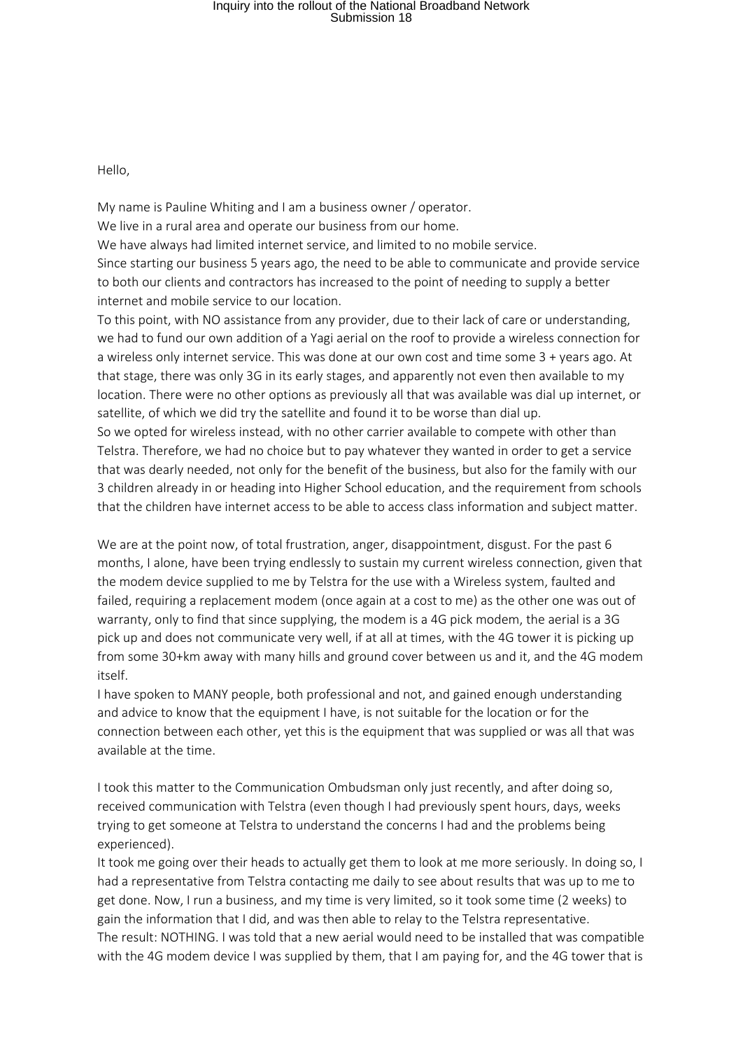Hello,

My name is Pauline Whiting and I am a business owner / operator.
We live in a rural area and operate our business from our home.
We have always had limited internet service, and limited to no mobile service.
Since starting our business 5 years ago, the need to be able to communicate and provide service to both our clients and contractors has increased to the point of needing to supply a better internet and mobile service to our location.
To this point, with NO assistance from any provider, due to their lack of care or understanding, we had to fund our own addition of a Yagi aerial on the roof to provide a wireless connection for a wireless only internet service. This was done at our own cost and time some 3 + years ago. At that stage, there was only 3G in its early stages, and apparently not even then available to my location. There were no other options as previously all that was available was dial up internet, or satellite, of which we did try the satellite and found it to be worse than dial up.
So we opted for wireless instead, with no other carrier available to compete with other than Telstra. Therefore, we had no choice but to pay whatever they wanted in order to get a service that was dearly needed, not only for the benefit of the business, but also for the family with our 3 children already in or heading into Higher School education, and the requirement from schools that the children have internet access to be able to access class information and subject matter.

We are at the point now, of total frustration, anger, disappointment, disgust. For the past 6 months, I alone, have been trying endlessly to sustain my current wireless connection, given that the modem device supplied to me by Telstra for the use with a Wireless system, faulted and failed, requiring a replacement modem (once again at a cost to me) as the other one was out of warranty, only to find that since supplying, the modem is a 4G pick modem, the aerial is a 3G pick up and does not communicate very well, if at all at times, with the 4G tower it is picking up from some 30+km away with many hills and ground cover between us and it, and the 4G modem itself.
I have spoken to MANY people, both professional and not, and gained enough understanding and advice to know that the equipment I have, is not suitable for the location or for the connection between each other, yet this is the equipment that was supplied or was all that was available at the time.

I took this matter to the Communication Ombudsman only just recently, and after doing so, received communication with Telstra (even though I had previously spent hours, days, weeks trying to get someone at Telstra to understand the concerns I had and the problems being experienced).
It took me going over their heads to actually get them to look at me more seriously. In doing so, I had a representative from Telstra contacting me daily to see about results that was up to me to get done. Now, I run a business, and my time is very limited, so it took some time (2 weeks) to gain the information that I did, and was then able to relay to the Telstra representative.
The result: NOTHING. I was told that a new aerial would need to be installed that was compatible with the 4G modem device I was supplied by them, that I am paying for, and the 4G tower that is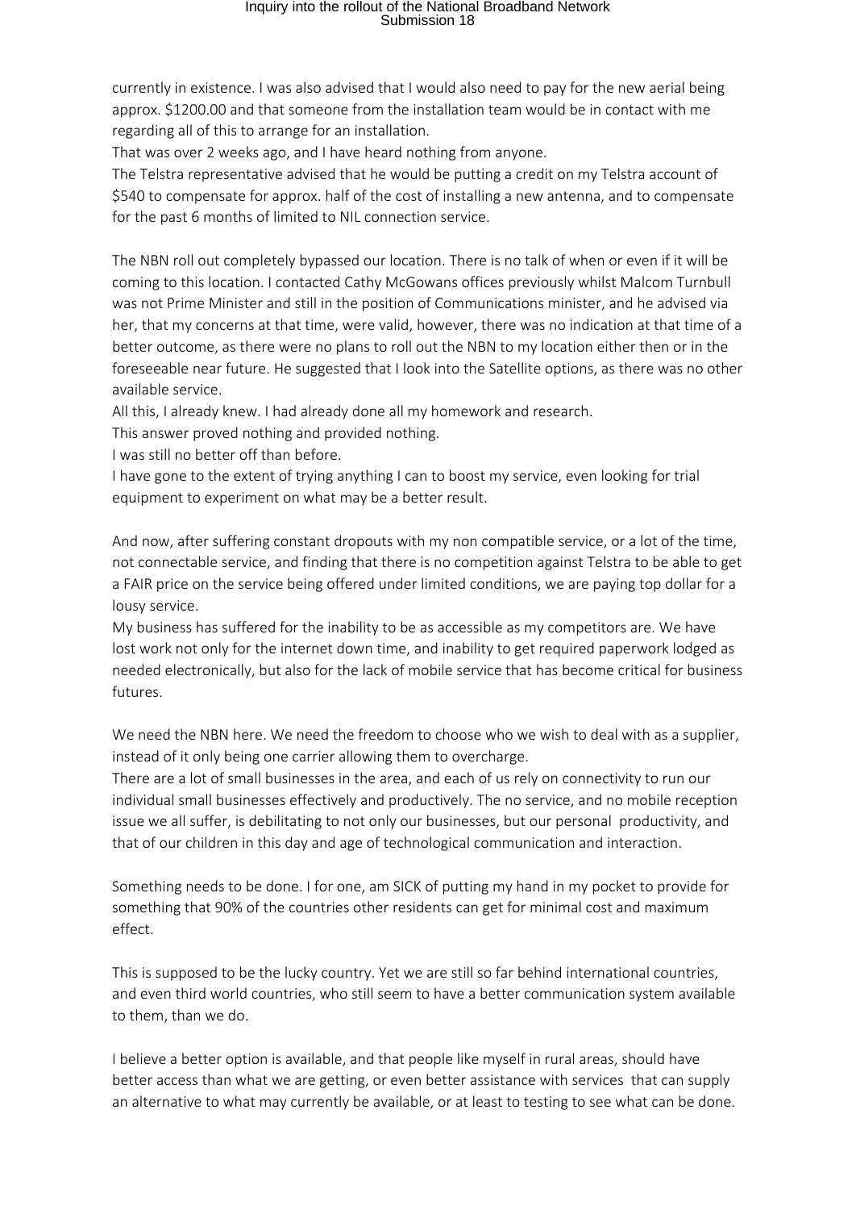currently in existence. I was also advised that I would also need to pay for the new aerial being approx. $1200.00 and that someone from the installation team would be in contact with me regarding all of this to arrange for an installation.

That was over 2 weeks ago, and I have heard nothing from anyone.

The Telstra representative advised that he would be putting a credit on my Telstra account of $540 to compensate for approx. half of the cost of installing a new antenna, and to compensate for the past 6 months of limited to NIL connection service.

The NBN roll out completely bypassed our location. There is no talk of when or even if it will be coming to this location. I contacted Cathy McGowans offices previously whilst Malcom Turnbull was not Prime Minister and still in the position of Communications minister, and he advised via her, that my concerns at that time, were valid, however, there was no indication at that time of a better outcome, as there were no plans to roll out the NBN to my location either then or in the foreseeable near future. He suggested that I look into the Satellite options, as there was no other available service.

All this, I already knew. I had already done all my homework and research.

This answer proved nothing and provided nothing.

I was still no better off than before.

I have gone to the extent of trying anything I can to boost my service, even looking for trial equipment to experiment on what may be a better result.

And now, after suffering constant dropouts with my non compatible service, or a lot of the time, not connectable service, and finding that there is no competition against Telstra to be able to get a FAIR price on the service being offered under limited conditions, we are paying top dollar for a lousy service.

My business has suffered for the inability to be as accessible as my competitors are. We have lost work not only for the internet down time, and inability to get required paperwork lodged as needed electronically, but also for the lack of mobile service that has become critical for business futures.

We need the NBN here. We need the freedom to choose who we wish to deal with as a supplier, instead of it only being one carrier allowing them to overcharge.

There are a lot of small businesses in the area, and each of us rely on connectivity to run our individual small businesses effectively and productively. The no service, and no mobile reception issue we all suffer, is debilitating to not only our businesses, but our personal productivity, and that of our children in this day and age of technological communication and interaction.

Something needs to be done. I for one, am SICK of putting my hand in my pocket to provide for something that 90% of the countries other residents can get for minimal cost and maximum effect.

This is supposed to be the lucky country. Yet we are still so far behind international countries, and even third world countries, who still seem to have a better communication system available to them, than we do.

I believe a better option is available, and that people like myself in rural areas, should have better access than what we are getting, or even better assistance with services that can supply an alternative to what may currently be available, or at least to testing to see what can be done.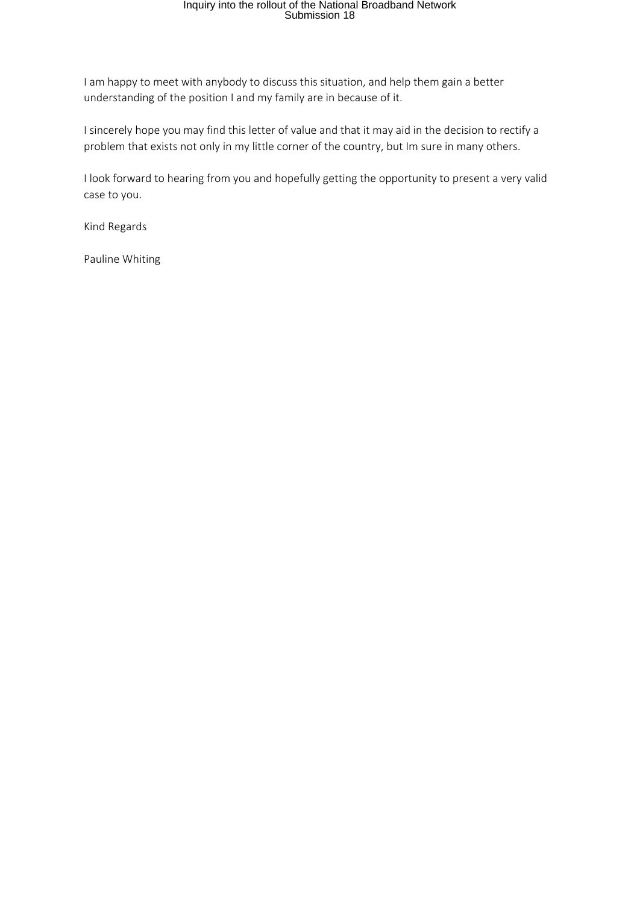I am happy to meet with anybody to discuss this situation, and help them gain a better understanding of the position I and my family are in because of it.

I sincerely hope you may find this letter of value and that it may aid in the decision to rectify a problem that exists not only in my little corner of the country, but Im sure in many others.

I look forward to hearing from you and hopefully getting the opportunity to present a very valid case to you.

Kind Regards

Pauline Whiting